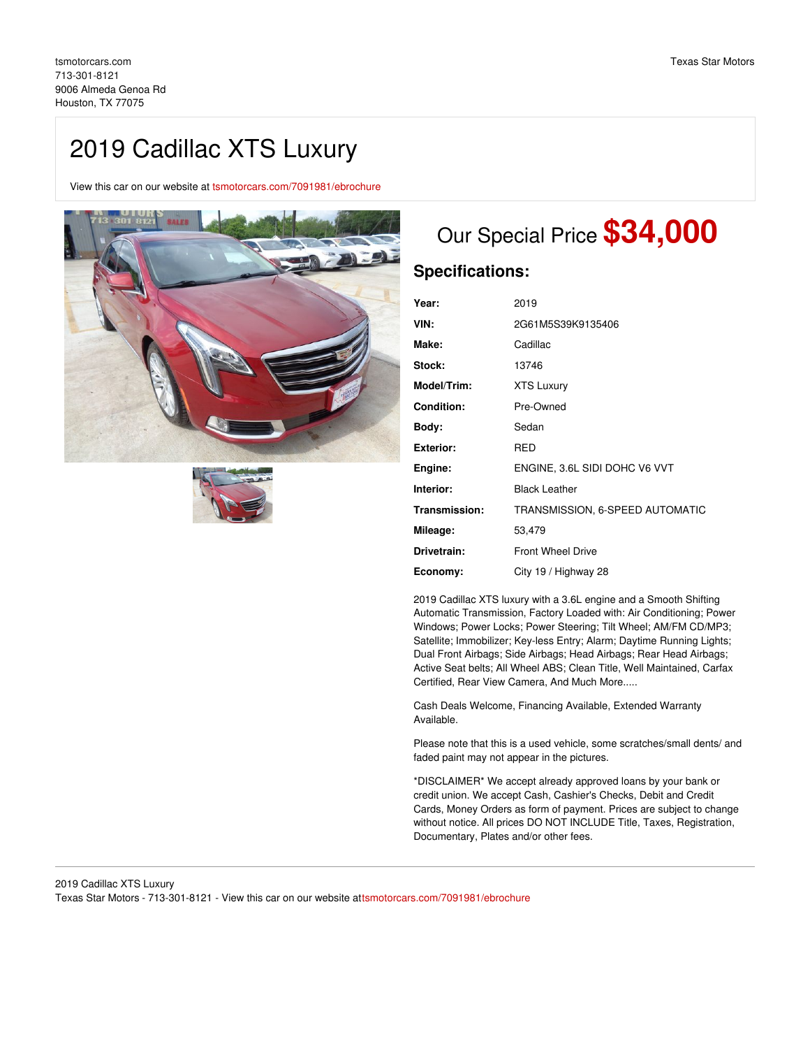tsmotorcars.com
713-301-8121
9006 Almeda Genoa Rd
Houston, TX 77075

Texas Star Motors

# 2019 Cadillac XTS Luxury

View this car on our website at tsmotorcars.com/7091981/ebrochure

## Our Special Price **$34,000**

## Specifications:

| | |
|---|---|
| **Year:** | 2019 |
| **VIN:** | 2G61M5S39K9135406 |
| **Make:** | Cadillac |
| **Stock:** | 13746 |
| **Model/Trim:** | XTS Luxury |
| **Condition:** | Pre-Owned |
| **Body:** | Sedan |
| **Exterior:** | RED |
| **Engine:** | ENGINE, 3.6L SIDI DOHC V6 VVT |
| **Interior:** | Black Leather |
| **Transmission:** | TRANSMISSION, 6-SPEED AUTOMATIC |
| **Mileage:** | 53,479 |
| **Drivetrain:** | Front Wheel Drive |
| **Economy:** | City 19 / Highway 28 |

2019 Cadillac XTS luxury with a 3.6L engine and a Smooth Shifting Automatic Transmission, Factory Loaded with: Air Conditioning; Power Windows; Power Locks; Power Steering; Tilt Wheel; AM/FM CD/MP3; Satellite; Immobilizer; Key-less Entry; Alarm; Daytime Running Lights; Dual Front Airbags; Side Airbags; Head Airbags; Rear Head Airbags; Active Seat belts; All Wheel ABS; Clean Title, Well Maintained, Carfax Certified, Rear View Camera, And Much More.....

Cash Deals Welcome, Financing Available, Extended Warranty Available.

Please note that this is a used vehicle, some scratches/small dents/ and faded paint may not appear in the pictures.

*DISCLAIMER* We accept already approved loans by your bank or credit union. We accept Cash, Cashier's Checks, Debit and Credit Cards, Money Orders as form of payment. Prices are subject to change without notice. All prices DO NOT INCLUDE Title, Taxes, Registration, Documentary, Plates and/or other fees.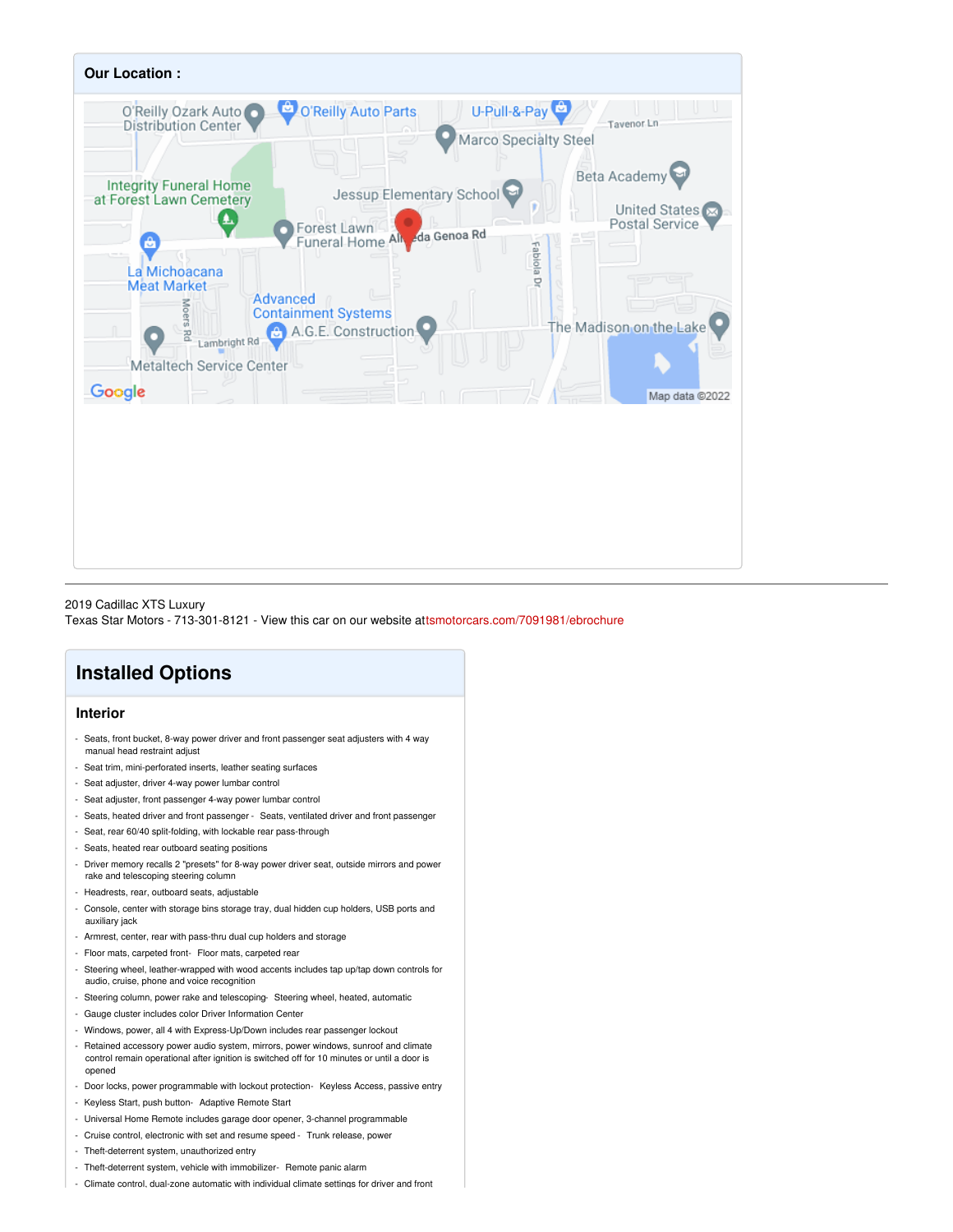## Our Location :

2019 Cadillac XTS Luxury
Texas Star Motors - 713-301-8121 - View this car on our website attsmotorcars.com/7091981/ebrochure

# Installed Options

### Interior

- Seats, front bucket, 8-way power driver and front passenger seat adjusters with 4 way manual head restraint adjust
- Seat trim, mini-perforated inserts, leather seating surfaces
- Seat adjuster, driver 4-way power lumbar control
- Seat adjuster, front passenger 4-way power lumbar control
- Seats, heated driver and front passenger - Seats, ventilated driver and front passenger
- Seat, rear 60/40 split-folding, with lockable rear pass-through
- Seats, heated rear outboard seating positions
- Driver memory recalls 2 "presets" for 8-way power driver seat, outside mirrors and power rake and telescoping steering column
- Headrests, rear, outboard seats, adjustable
- Console, center with storage bins storage tray, dual hidden cup holders, USB ports and auxiliary jack
- Armrest, center, rear with pass-thru dual cup holders and storage
- Floor mats, carpeted front - Floor mats, carpeted rear
- Steering wheel, leather-wrapped with wood accents includes tap up/tap down controls for audio, cruise, phone and voice recognition
- Steering column, power rake and telescoping - Steering wheel, heated, automatic
- Gauge cluster includes color Driver Information Center
- Windows, power, all 4 with Express-Up/Down includes rear passenger lockout
- Retained accessory power audio system, mirrors, power windows, sunroof and climate control remain operational after ignition is switched off for 10 minutes or until a door is opened
- Door locks, power programmable with lockout protection - Keyless Access, passive entry
- Keyless Start, push button - Adaptive Remote Start
- Universal Home Remote includes garage door opener, 3-channel programmable
- Cruise control, electronic with set and resume speed - Trunk release, power
- Theft-deterrent system, unauthorized entry
- Theft-deterrent system, vehicle with immobilizer - Remote panic alarm
- Climate control, dual-zone automatic with individual climate settings for driver and front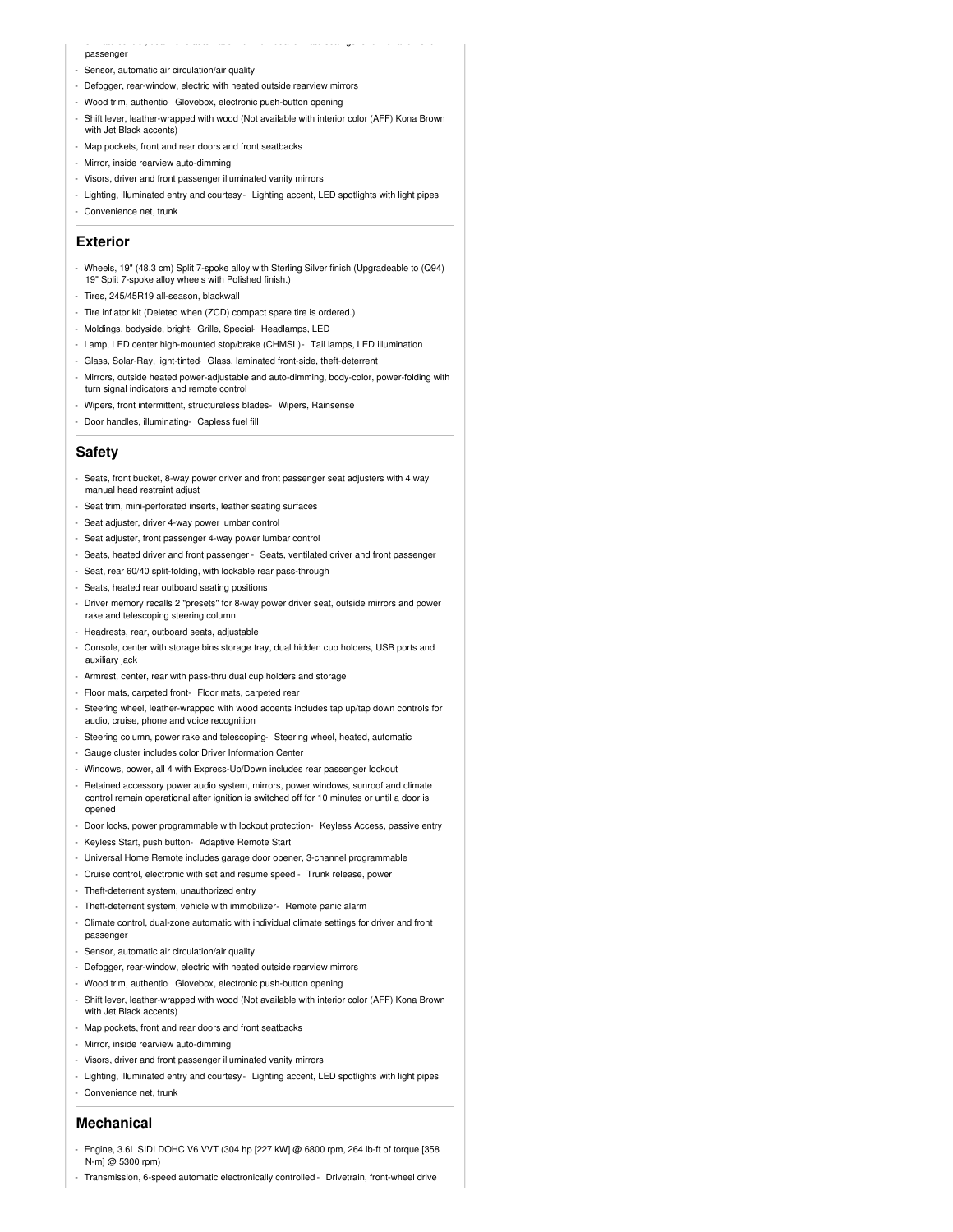passenger

- Sensor, automatic air circulation/air quality
- Defogger, rear-window, electric with heated outside rearview mirrors
- Wood trim, authentic- Glovebox, electronic push-button opening
- Shift lever, leather-wrapped with wood (Not available with interior color (AFF) Kona Brown with Jet Black accents)
- Map pockets, front and rear doors and front seatbacks
- Mirror, inside rearview auto-dimming
- Visors, driver and front passenger illuminated vanity mirrors
- Lighting, illuminated entry and courtesy - Lighting accent, LED spotlights with light pipes
- Convenience net, trunk

## Exterior

- Wheels, 19" (48.3 cm) Split 7-spoke alloy with Sterling Silver finish (Upgradeable to (Q94) 19" Split 7-spoke alloy wheels with Polished finish.)
- Tires, 245/45R19 all-season, blackwall
- Tire inflator kit (Deleted when (ZCD) compact spare tire is ordered.)
- Moldings, bodyside, bright- Grille, Special- Headlamps, LED
- Lamp, LED center high-mounted stop/brake (CHMSL) - Tail lamps, LED illumination
- Glass, Solar-Ray, light-tinted- Glass, laminated front-side, theft-deterrent
- Mirrors, outside heated power-adjustable and auto-dimming, body-color, power-folding with turn signal indicators and remote control
- Wipers, front intermittent, structureless blades- Wipers, Rainsense
- Door handles, illuminating- Capless fuel fill

## Safety

- Seats, front bucket, 8-way power driver and front passenger seat adjusters with 4 way manual head restraint adjust
- Seat trim, mini-perforated inserts, leather seating surfaces
- Seat adjuster, driver 4-way power lumbar control
- Seat adjuster, front passenger 4-way power lumbar control
- Seats, heated driver and front passenger - Seats, ventilated driver and front passenger
- Seat, rear 60/40 split-folding, with lockable rear pass-through
- Seats, heated rear outboard seating positions
- Driver memory recalls 2 "presets" for 8-way power driver seat, outside mirrors and power rake and telescoping steering column
- Headrests, rear, outboard seats, adjustable
- Console, center with storage bins storage tray, dual hidden cup holders, USB ports and auxiliary jack
- Armrest, center, rear with pass-thru dual cup holders and storage
- Floor mats, carpeted front- Floor mats, carpeted rear
- Steering wheel, leather-wrapped with wood accents includes tap up/tap down controls for audio, cruise, phone and voice recognition
- Steering column, power rake and telescoping- Steering wheel, heated, automatic
- Gauge cluster includes color Driver Information Center
- Windows, power, all 4 with Express-Up/Down includes rear passenger lockout
- Retained accessory power audio system, mirrors, power windows, sunroof and climate control remain operational after ignition is switched off for 10 minutes or until a door is opened
- Door locks, power programmable with lockout protection- Keyless Access, passive entry
- Keyless Start, push button- Adaptive Remote Start
- Universal Home Remote includes garage door opener, 3-channel programmable
- Cruise control, electronic with set and resume speed - Trunk release, power
- Theft-deterrent system, unauthorized entry
- Theft-deterrent system, vehicle with immobilizer- Remote panic alarm
- Climate control, dual-zone automatic with individual climate settings for driver and front passenger
- Sensor, automatic air circulation/air quality
- Defogger, rear-window, electric with heated outside rearview mirrors
- Wood trim, authentic- Glovebox, electronic push-button opening
- Shift lever, leather-wrapped with wood (Not available with interior color (AFF) Kona Brown with Jet Black accents)
- Map pockets, front and rear doors and front seatbacks
- Mirror, inside rearview auto-dimming
- Visors, driver and front passenger illuminated vanity mirrors
- Lighting, illuminated entry and courtesy - Lighting accent, LED spotlights with light pipes
- Convenience net, trunk

## Mechanical

- Engine, 3.6L SIDI DOHC V6 VVT (304 hp [227 kW] @ 6800 rpm, 264 lb-ft of torque [358 N-m] @ 5300 rpm)
- Transmission, 6-speed automatic electronically controlled - Drivetrain, front-wheel drive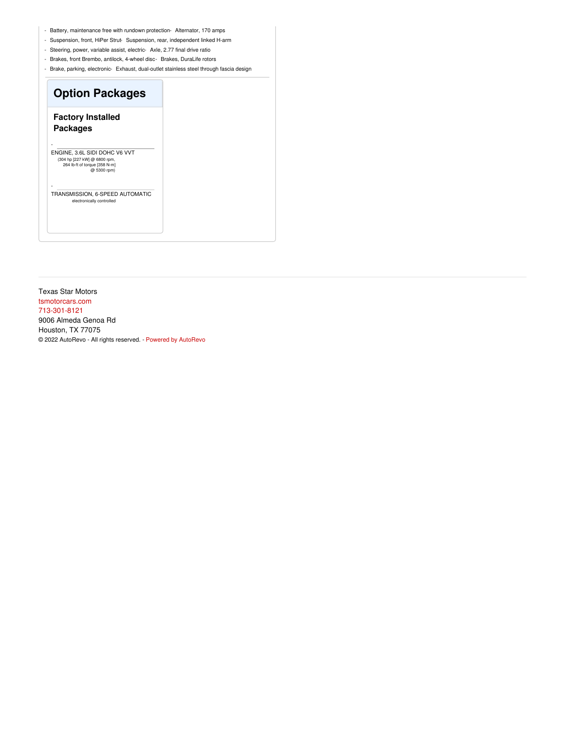- Battery, maintenance free with rundown protection
- Alternator, 170 amps
- Suspension, front, HiPer Strut
- Suspension, rear, independent linked H-arm
- Steering, power, variable assist, electric
- Axle, 2.77 final drive ratio
- Brakes, front Brembo, antilock, 4-wheel disc
- Brakes, DuraLife rotors
- Brake, parking, electronic
- Exhaust, dual-outlet stainless steel through fascia design

## Option Packages

### Factory Installed Packages

-

ENGINE, 3.6L SIDI DOHC V6 VVT
(304 hp [227 kW] @ 6800 rpm, 264 lb-ft of torque [358 N-m] @ 5300 rpm)

-

TRANSMISSION, 6-SPEED AUTOMATIC
electronically controlled

Texas Star Motors
tsmotorcars.com
713-301-8121
9006 Almeda Genoa Rd
Houston, TX 77075
© 2022 AutoRevo - All rights reserved. - Powered by AutoRevo